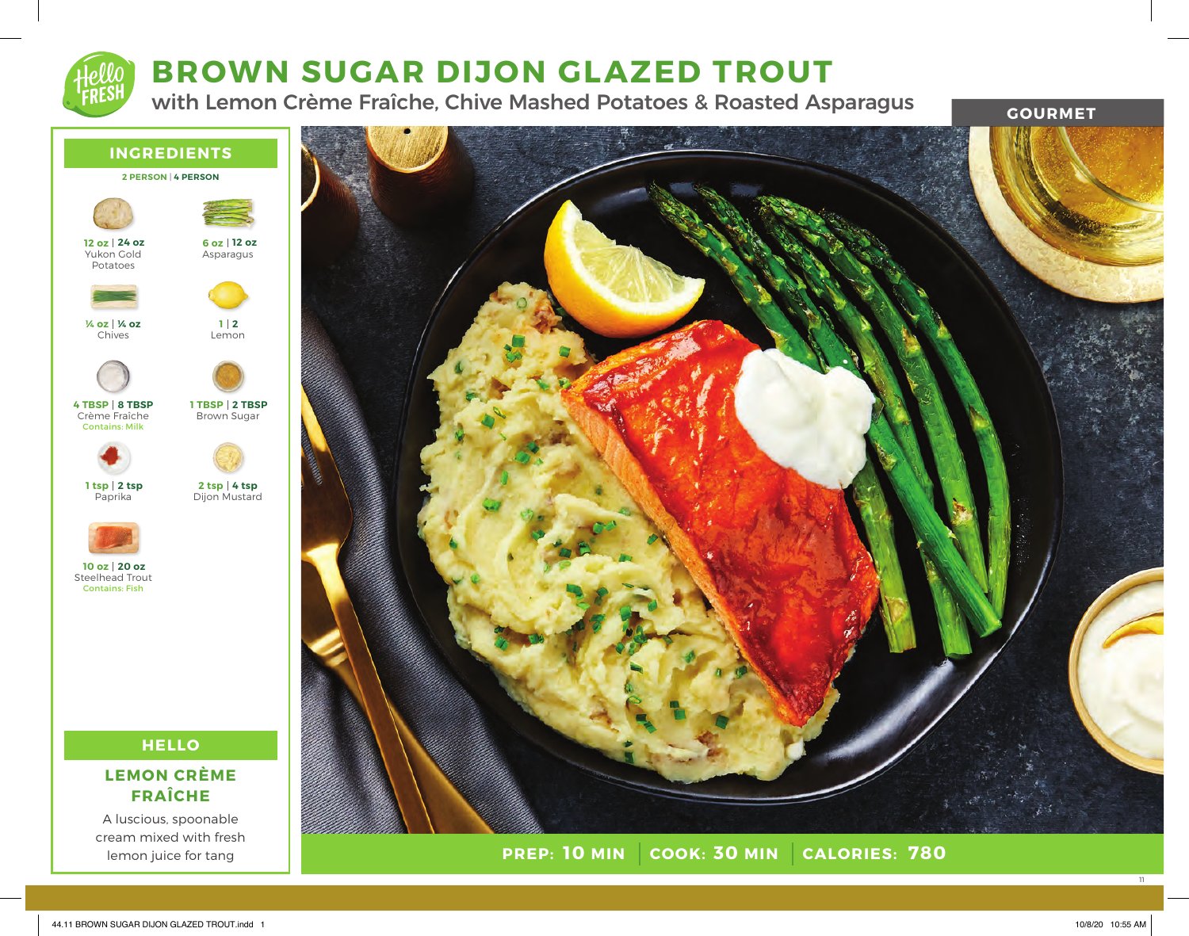# BROWN SUGAR DIJON GLAZED TROUT

## with Lemon Crème Fraîche, Chive Mashed Potatoes & Roasted Asparagus

GOURMET

## INGREDIENTS

| 2 PERSON \| 4 PERSON | Ingredient |
|---|---|
| 12 oz \| 24 oz | Yukon Gold Potatoes |
| 6 oz \| 12 oz | Asparagus |
| ¼ oz \| ¼ oz | Chives |
| 1 \| 2 | Lemon |
| 4 TBSP \| 8 TBSP | Crème Fraîche (Contains: Milk) |
| 1 TBSP \| 2 TBSP | Brown Sugar |
| 1 tsp \| 2 tsp | Paprika |
| 2 tsp \| 4 tsp | Dijon Mustard |
| 10 oz \| 20 oz | Steelhead Trout (Contains: Fish) |

## HELLO

### LEMON CRÈME FRAÎCHE

A luscious, spoonable cream mixed with fresh lemon juice for tang

**PREP: 10 MIN** | **COOK: 30 MIN** | **CALORIES: 780**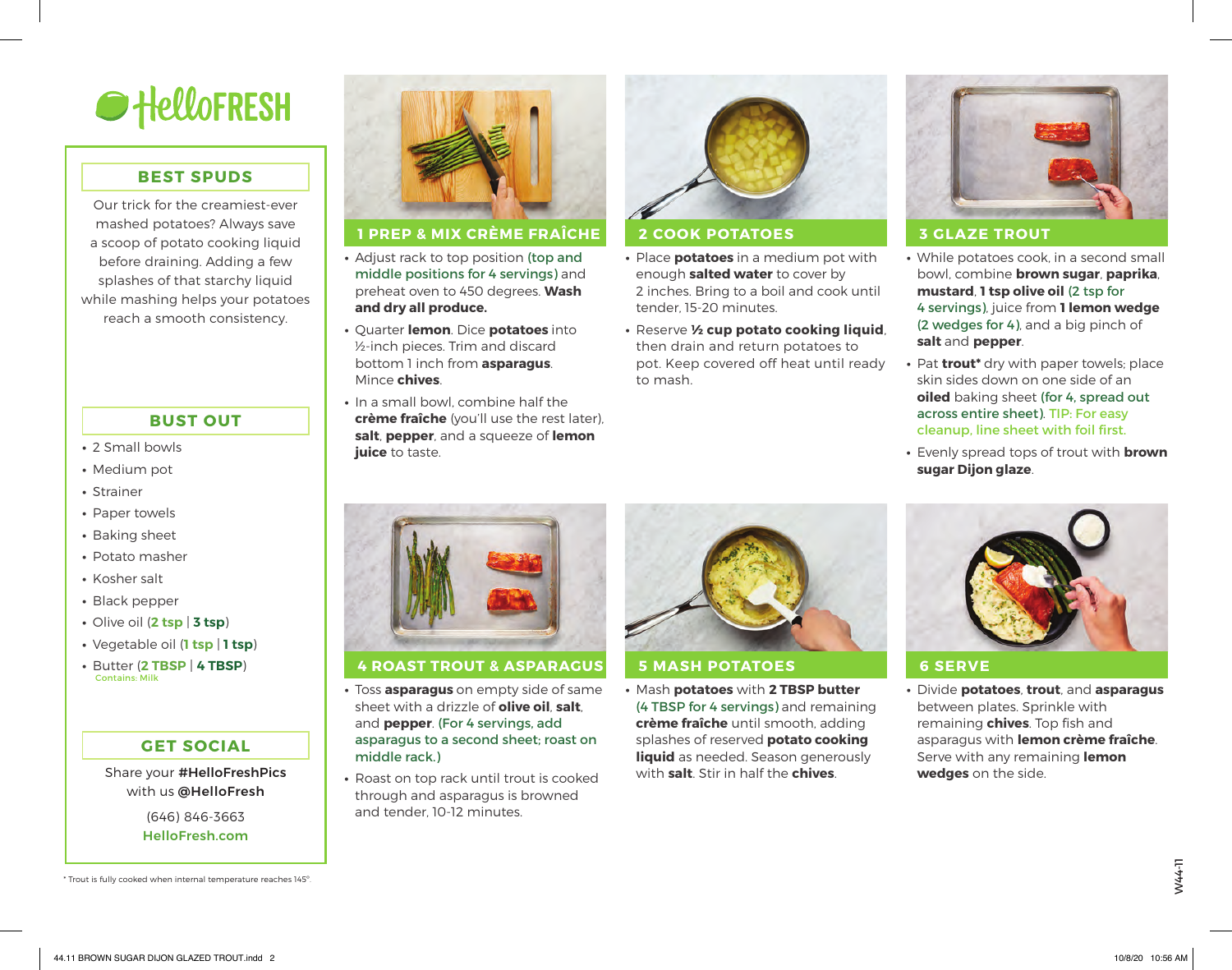HelloFRESH

## BEST SPUDS

Our trick for the creamiest-ever mashed potatoes? Always save a scoop of potato cooking liquid before draining. Adding a few splashes of that starchy liquid while mashing helps your potatoes reach a smooth consistency.

## BUST OUT

- 2 Small bowls
- Medium pot
- Strainer
- Paper towels
- Baking sheet
- Potato masher
- Kosher salt
- Black pepper
- Olive oil (2 tsp | 3 tsp)
- Vegetable oil (1 tsp | 1 tsp)
- Butter (2 TBSP | 4 TBSP)
  Contains: Milk

## GET SOCIAL

Share your **#HelloFreshPics** with us **@HelloFresh**

(646) 846-3663

HelloFresh.com

\* Trout is fully cooked when internal temperature reaches 145°.

## 1 PREP & MIX CRÈME FRAÎCHE

- Adjust rack to top position (top and middle positions for 4 servings) and preheat oven to 450 degrees. **Wash and dry all produce.**
- Quarter **lemon**. Dice **potatoes** into ½-inch pieces. Trim and discard bottom 1 inch from **asparagus**. Mince **chives**.
- In a small bowl, combine half the **crème fraîche** (you'll use the rest later), **salt**, **pepper**, and a squeeze of **lemon juice** to taste.

## 2 COOK POTATOES

- Place **potatoes** in a medium pot with enough **salted water** to cover by 2 inches. Bring to a boil and cook until tender, 15-20 minutes.
- Reserve **½ cup potato cooking liquid**, then drain and return potatoes to pot. Keep covered off heat until ready to mash.

## 3 GLAZE TROUT

- While potatoes cook, in a second small bowl, combine **brown sugar**, **paprika**, **mustard**, **1 tsp olive oil** (2 tsp for 4 servings), juice from **1 lemon wedge** (2 wedges for 4), and a big pinch of **salt** and **pepper**.
- Pat **trout\*** dry with paper towels; place skin sides down on one side of an **oiled** baking sheet (for 4, spread out across entire sheet). TIP: For easy cleanup, line sheet with foil first.
- Evenly spread tops of trout with **brown sugar Dijon glaze**.

## 4 ROAST TROUT & ASPARAGUS

- Toss **asparagus** on empty side of same sheet with a drizzle of **olive oil**, **salt**, and **pepper**. (For 4 servings, add asparagus to a second sheet; roast on middle rack.)
- Roast on top rack until trout is cooked through and asparagus is browned and tender, 10-12 minutes.

## 5 MASH POTATOES

- Mash **potatoes** with **2 TBSP butter** (4 TBSP for 4 servings) and remaining **crème fraîche** until smooth, adding splashes of reserved **potato cooking liquid** as needed. Season generously with **salt**. Stir in half the **chives**.

## 6 SERVE

- Divide **potatoes**, **trout**, and **asparagus** between plates. Sprinkle with remaining **chives**. Top fish and asparagus with **lemon crème fraîche**. Serve with any remaining **lemon wedges** on the side.

W44-11